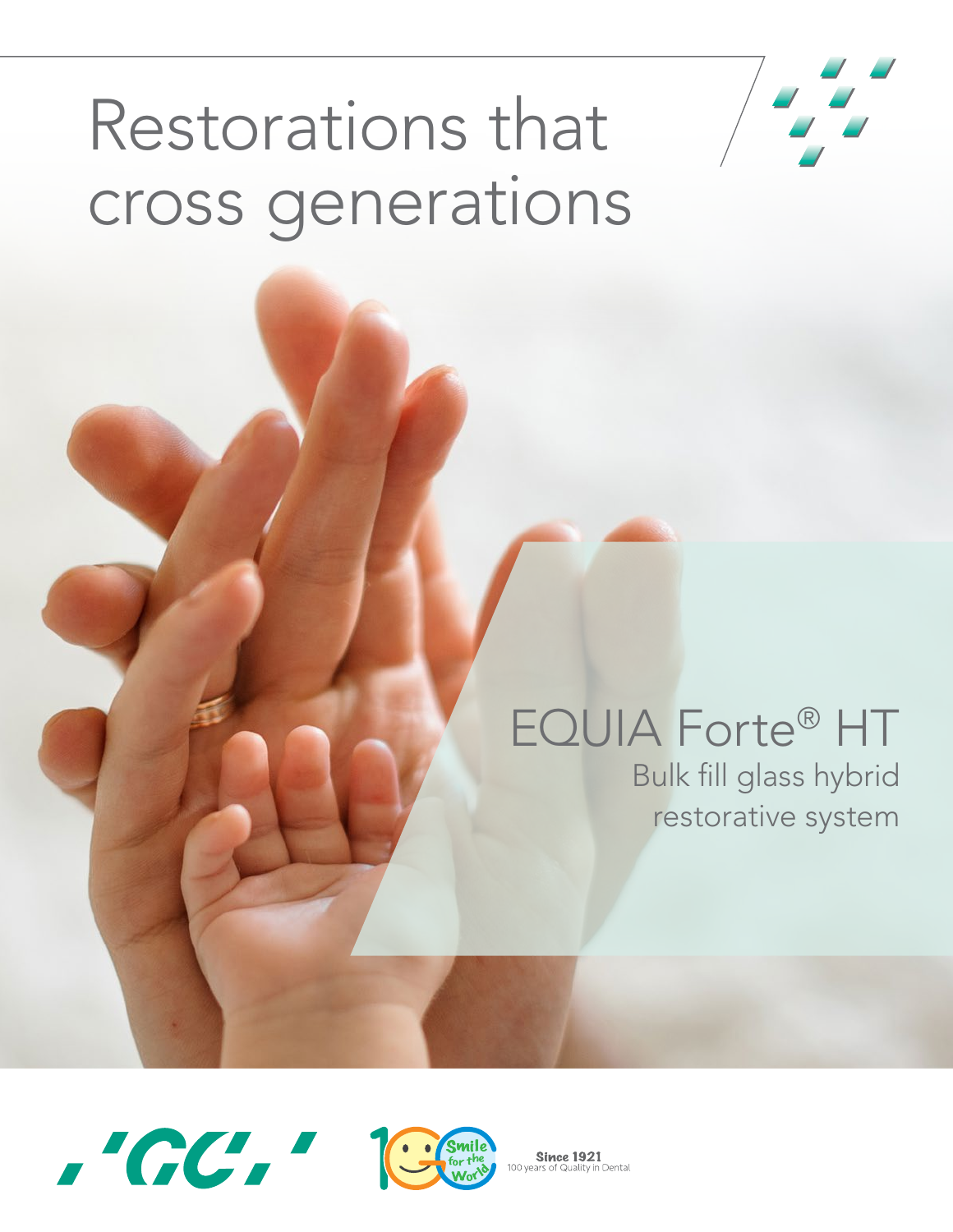# Restorations that cross generations

## EQUIA Forte® HT

Bulk fill glass hybrid restorative system

Since 1921
100 years of Quality in Dental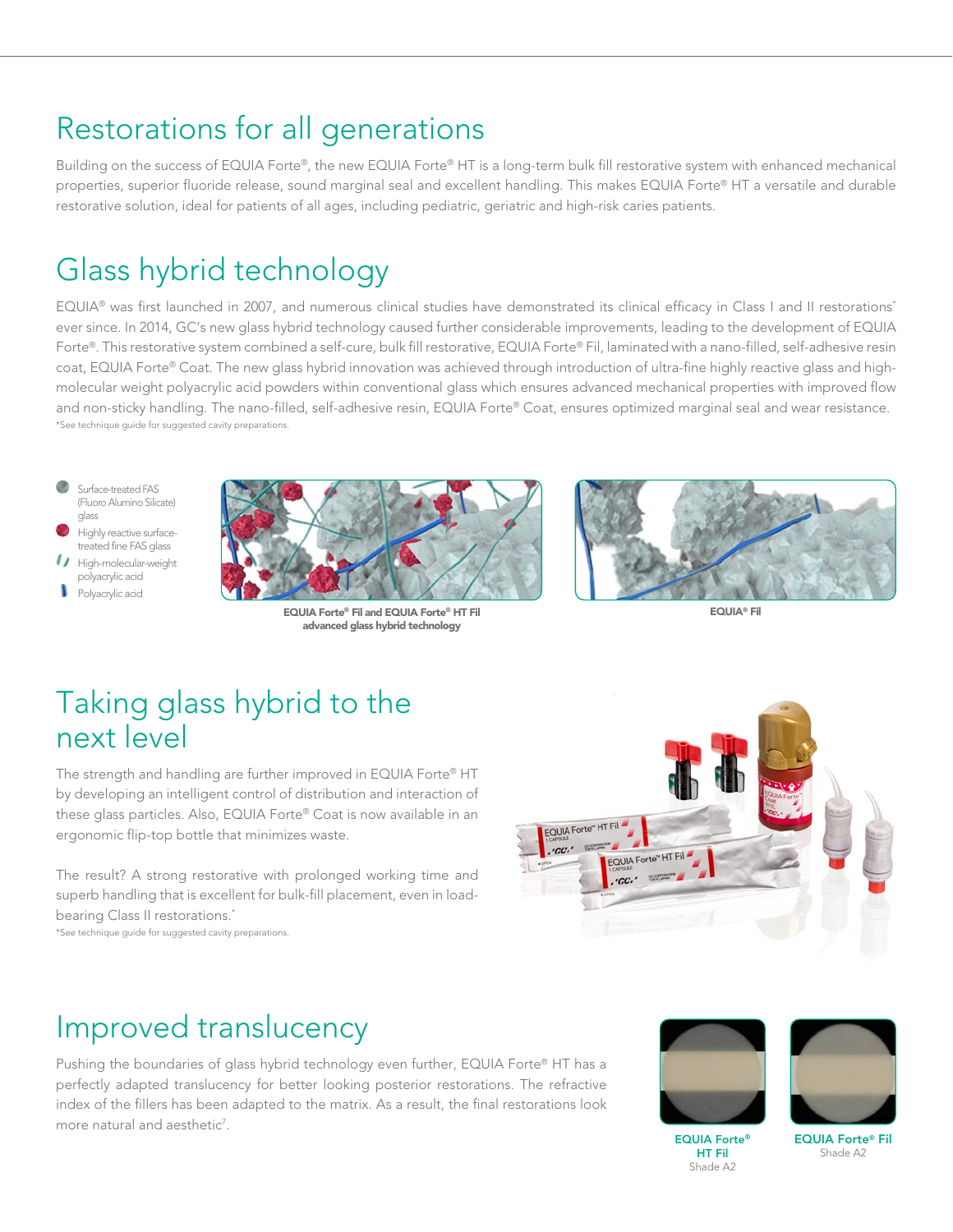# Restorations for all generations

Building on the success of EQUIA Forte®, the new EQUIA Forte® HT is a long-term bulk fill restorative system with enhanced mechanical properties, superior fluoride release, sound marginal seal and excellent handling. This makes EQUIA Forte® HT a versatile and durable restorative solution, ideal for patients of all ages, including pediatric, geriatric and high-risk caries patients.

# Glass hybrid technology

EQUIA® was first launched in 2007, and numerous clinical studies have demonstrated its clinical efficacy in Class I and II restorations* ever since. In 2014, GC's new glass hybrid technology caused further considerable improvements, leading to the development of EQUIA Forte®. This restorative system combined a self-cure, bulk fill restorative, EQUIA Forte® Fil, laminated with a nano-filled, self-adhesive resin coat, EQUIA Forte® Coat. The new glass hybrid innovation was achieved through introduction of ultra-fine highly reactive glass and high-molecular weight polyacrylic acid powders within conventional glass which ensures advanced mechanical properties with improved flow and non-sticky handling. The nano-filled, self-adhesive resin, EQUIA Forte® Coat, ensures optimized marginal seal and wear resistance.

*See technique guide for suggested cavity preparations.

- Surface-treated FAS (Fluoro Alumino Silicate) glass
- Highly reactive surface-treated fine FAS glass
- High-molecular-weight polyacrylic acid
- Polyacrylic acid

**EQUIA Forte® Fil and EQUIA Forte® HT Fil advanced glass hybrid technology**

**EQUIA® Fil**

# Taking glass hybrid to the next level

The strength and handling are further improved in EQUIA Forte® HT by developing an intelligent control of distribution and interaction of these glass particles. Also, EQUIA Forte® Coat is now available in an ergonomic flip-top bottle that minimizes waste.

The result? A strong restorative with prolonged working time and superb handling that is excellent for bulk-fill placement, even in load-bearing Class II restorations.*

*See technique guide for suggested cavity preparations.

# Improved translucency

Pushing the boundaries of glass hybrid technology even further, EQUIA Forte® HT has a perfectly adapted translucency for better looking posterior restorations. The refractive index of the fillers has been adapted to the matrix. As a result, the final restorations look more natural and aesthetic[7].

**EQUIA Forte® HT Fil**
Shade A2

**EQUIA Forte® Fil**
Shade A2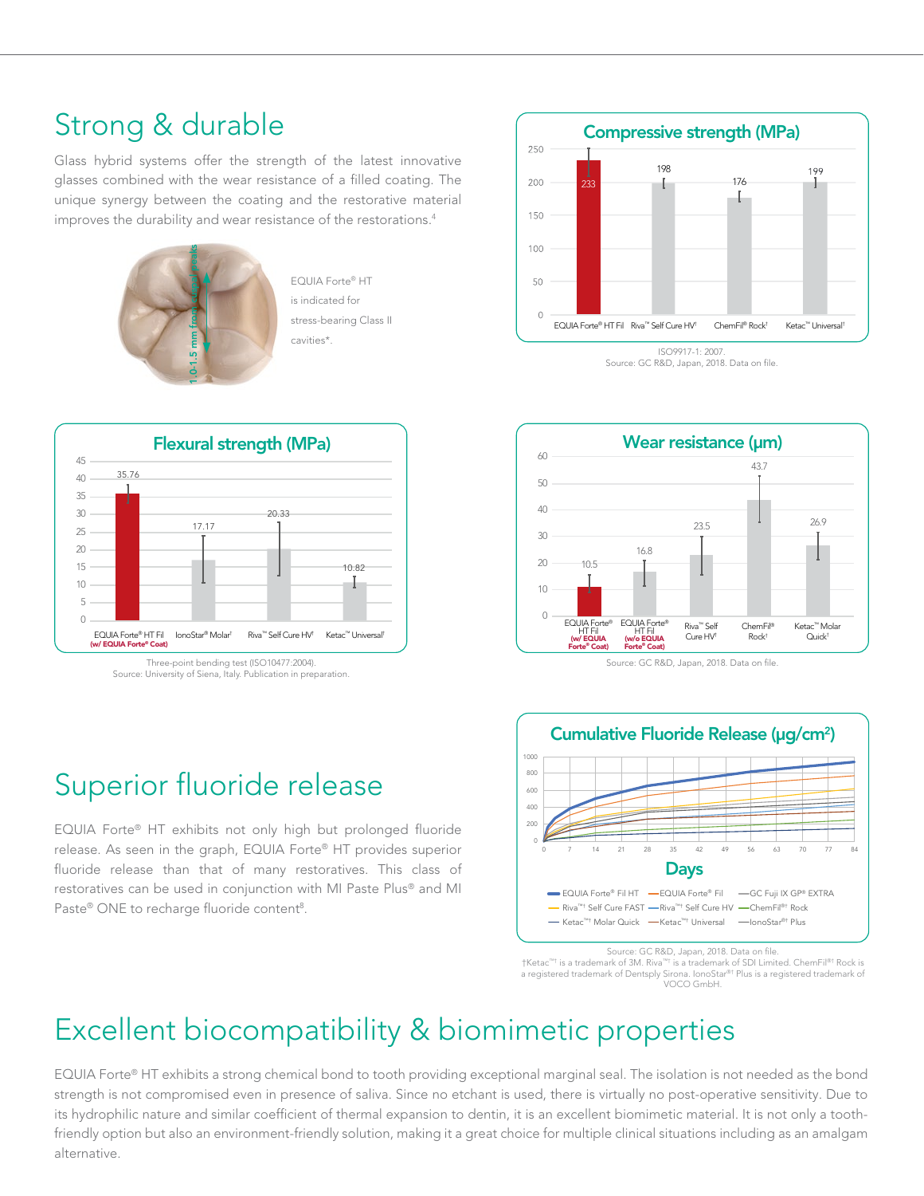# Strong & durable

Glass hybrid systems offer the strength of the latest innovative glasses combined with the wear resistance of a filled coating. The unique synergy between the coating and the restorative material improves the durability and wear resistance of the restorations.[4]

1.0-1.5 mm from cuspal peaks

EQUIA Forte® HT is indicated for stress-bearing Class II cavities*.

**Compressive strength (MPa)**

| Material | Compressive strength (MPa) |
|---|---|
| EQUIA Forte® HT Fil | 233 |
| Riva™ Self Cure HV† | 198 |
| ChemFil® Rock† | 176 |
| Ketac™ Universal† | 199 |

ISO9917-1: 2007.
Source: GC R&D, Japan, 2018. Data on file.

**Flexural strength (MPa)**

| Material | Flexural strength (MPa) |
|---|---|
| EQUIA Forte® HT Fil (w/ EQUIA Forte® Coat) | 35.76 |
| IonoStar® Molar† | 17.17 |
| Riva™ Self Cure HV† | 20.33 |
| Ketac™ Universal† | 10.82 |

Three-point bending test (ISO10477:2004).
Source: University of Siena, Italy. Publication in preparation.

**Wear resistance (μm)**

| Material | Wear (μm) |
|---|---|
| EQUIA Forte® HT Fil (w/ EQUIA Forte® Coat) | 10.5 |
| EQUIA Forte® HT Fil (w/o EQUIA Forte® Coat) | 16.8 |
| Riva™ Self Cure HV† | 23.5 |
| ChemFil® Rock† | 43.7 |
| Ketac™ Molar Quick† | 26.9 |

Source: GC R&D, Japan, 2018. Data on file.

# Superior fluoride release

EQUIA Forte® HT exhibits not only high but prolonged fluoride release. As seen in the graph, EQUIA Forte® HT provides superior fluoride release than that of many restoratives. This class of restoratives can be used in conjunction with MI Paste Plus® and MI Paste® ONE to recharge fluoride content[8].

**Cumulative Fluoride Release (μg/cm²)**

Days (0–84)

Legend: EQUIA Forte® Fil HT; EQUIA Forte® Fil; GC Fuji IX GP® EXTRA; Riva™† Self Cure FAST; Riva™† Self Cure HV; ChemFil®† Rock; Ketac™† Molar Quick; Ketac™† Universal; IonoStar®† Plus

Source: GC R&D, Japan, 2018. Data on file.
†Ketac™† is a trademark of 3M. Riva™† is a trademark of SDI Limited. ChemFil®† Rock is a registered trademark of Dentsply Sirona. IonoStar®† Plus is a registered trademark of VOCO GmbH.

# Excellent biocompatibility & biomimetic properties

EQUIA Forte® HT exhibits a strong chemical bond to tooth providing exceptional marginal seal. The isolation is not needed as the bond strength is not compromised even in presence of saliva. Since no etchant is used, there is virtually no post-operative sensitivity. Due to its hydrophilic nature and similar coefficient of thermal expansion to dentin, it is an excellent biomimetic material. It is not only a tooth-friendly option but also an environment-friendly solution, making it a great choice for multiple clinical situations including as an amalgam alternative.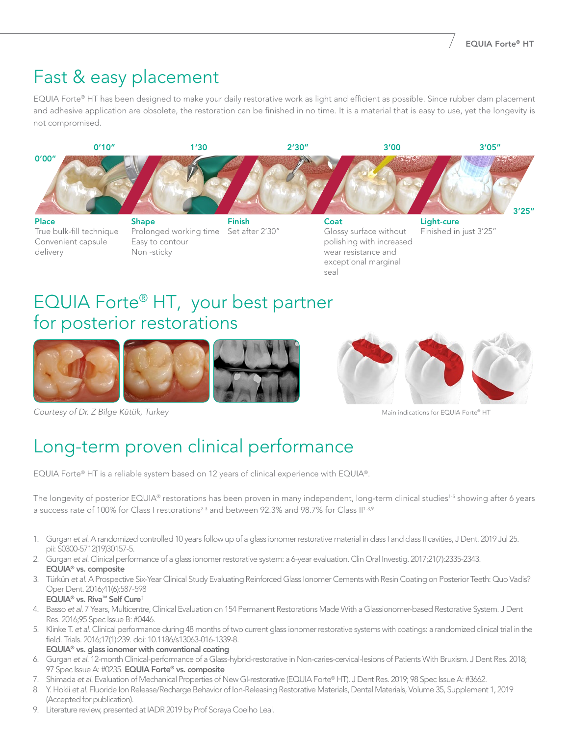# Fast & easy placement

EQUIA Forte® HT has been designed to make your daily restorative work as light and efficient as possible. Since rubber dam placement and adhesive application are obsolete, the restoration can be finished in no time. It is a material that is easy to use, yet the longevity is not compromised.

0'00" — 0'10" — 1'30 — 2'30" — 3'00 — 3'05" — 3'25"

**Place**
True bulk-fill technique
Convenient capsule delivery

**Shape**
Prolonged working time
Easy to contour
Non -sticky

**Finish**
Set after 2'30"

**Coat**
Glossy surface without polishing with increased wear resistance and exceptional marginal seal

**Light-cure**
Finished in just 3'25"

# EQUIA Forte® HT, your best partner for posterior restorations

*Courtesy of Dr. Z Bilge Kütük, Turkey*

Main indications for EQUIA Forte® HT

# Long-term proven clinical performance

EQUIA Forte® HT is a reliable system based on 12 years of clinical experience with EQUIA®.

The longevity of posterior EQUIA® restorations has been proven in many independent, long-term clinical studies[1-5] showing after 6 years a success rate of 100% for Class I restorations[2-3] and between 92.3% and 98.7% for Class II[1-3,9].

1. Gurgan *et al.* A randomized controlled 10 years follow up of a glass ionomer restorative material in class I and class II cavities, J Dent. 2019 Jul 25. pii: S0300-5712(19)30157-5.
2. Gurgan *et al.* Clinical performance of a glass ionomer restorative system: a 6-year evaluation. Clin Oral Investig. 2017;21(7):2335-2343.
   **EQUIA® vs. composite**
3. Türkün *et al.* A Prospective Six-Year Clinical Study Evaluating Reinforced Glass Ionomer Cements with Resin Coating on Posterior Teeth: Quo Vadis? Oper Dent. 2016;41(6):587-598
   **EQUIA® vs. Riva™ Self Cure†**
4. Basso *et al.* 7 Years, Multicentre, Clinical Evaluation on 154 Permanent Restorations Made With a Glassionomer-based Restorative System. J Dent Res. 2016;95 Spec Issue B: #0446.
5. Klinke T. *et al.* Clinical performance during 48 months of two current glass ionomer restorative systems with coatings: a randomized clinical trial in the field. Trials. 2016;17(1):239. doi: 10.1186/s13063-016-1339-8.
   **EQUIA® vs. glass ionomer with conventional coating**
6. Gurgan *et al.* 12-month Clinical-performance of a Glass-hybrid-restorative in Non-caries-cervical-lesions of Patients With Bruxism. J Dent Res. 2018; 97 Spec Issue A: #0235. **EQUIA Forte® vs. composite**
7. Shimada *et al.* Evaluation of Mechanical Properties of New GI-restorative (EQUIA Forte® HT). J Dent Res. 2019; 98 Spec Issue A: #3662.
8. Y. Hokii *et al.* Fluoride Ion Release/Recharge Behavior of Ion-Releasing Restorative Materials, Dental Materials, Volume 35, Supplement 1, 2019 (Accepted for publication).
9. Literature review, presented at IADR 2019 by Prof Soraya Coelho Leal.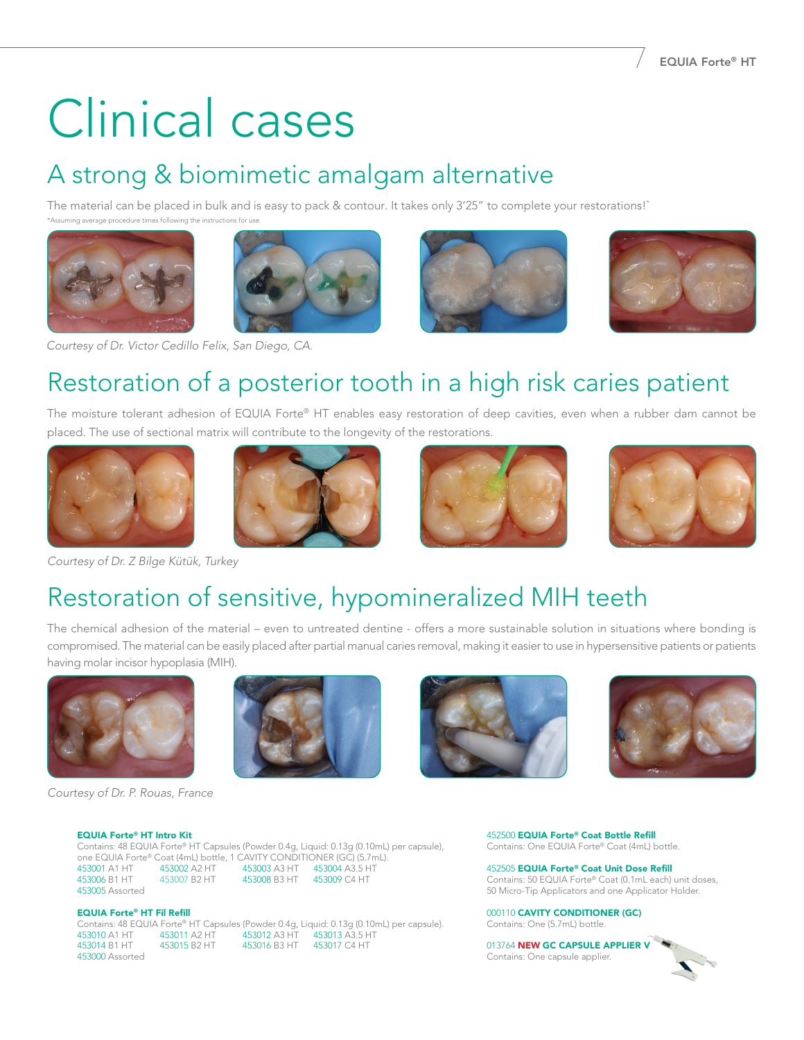# Clinical cases

## A strong & biomimetic amalgam alternative

The material can be placed in bulk and is easy to pack & contour. It takes only 3'25" to complete your restorations!*

*Assuming average procedure times following the instructions for use.

*Courtesy of Dr. Victor Cedillo Felix, San Diego, CA.*

## Restoration of a posterior tooth in a high risk caries patient

The moisture tolerant adhesion of EQUIA Forte® HT enables easy restoration of deep cavities, even when a rubber dam cannot be placed. The use of sectional matrix will contribute to the longevity of the restorations.

*Courtesy of Dr. Z Bilge Kütük, Turkey*

## Restoration of sensitive, hypomineralized MIH teeth

The chemical adhesion of the material – even to untreated dentine - offers a more sustainable solution in situations where bonding is compromised. The material can be easily placed after partial manual caries removal, making it easier to use in hypersensitive patients or patients having molar incisor hypoplasia (MIH).

*Courtesy of Dr. P. Rouas, France*

**EQUIA Forte® HT Intro Kit**
Contains: 48 EQUIA Forte® HT Capsules (Powder 0.4g, Liquid: 0.13g (0.10mL) per capsule), one EQUIA Forte® Coat (4mL) bottle, 1 CAVITY CONDITIONER (GC) (5.7mL).

| | | | |
|---|---|---|---|
| 453001 A1 HT | 453002 A2 HT | 453003 A3 HT | 453004 A3.5 HT |
| 453006 B1 HT | 453007 B2 HT | 453008 B3 HT | 453009 C4 HT |
| 453005 Assorted | | | |

**EQUIA Forte® HT Fil Refill**
Contains: 48 EQUIA Forte® HT Capsules (Powder 0.4g, Liquid: 0.13g (0.10mL) per capsule).

| | | | |
|---|---|---|---|
| 453010 A1 HT | 453011 A2 HT | 453012 A3 HT | 453013 A3.5 HT |
| 453014 B1 HT | 453015 B2 HT | 453016 B3 HT | 453017 C4 HT |
| 453000 Assorted | | | |

452500 **EQUIA Forte® Coat Bottle Refill**
Contains: One EQUIA Forte® Coat (4mL) bottle.

452505 **EQUIA Forte® Coat Unit Dose Refill**
Contains: 50 EQUIA Forte® Coat (0.1mL each) unit doses, 50 Micro-Tip Applicators and one Applicator Holder.

000110 **CAVITY CONDITIONER (GC)**
Contains: One (5.7mL) bottle.

013764 **NEW GC CAPSULE APPLIER V**
Contains: One capsule applier.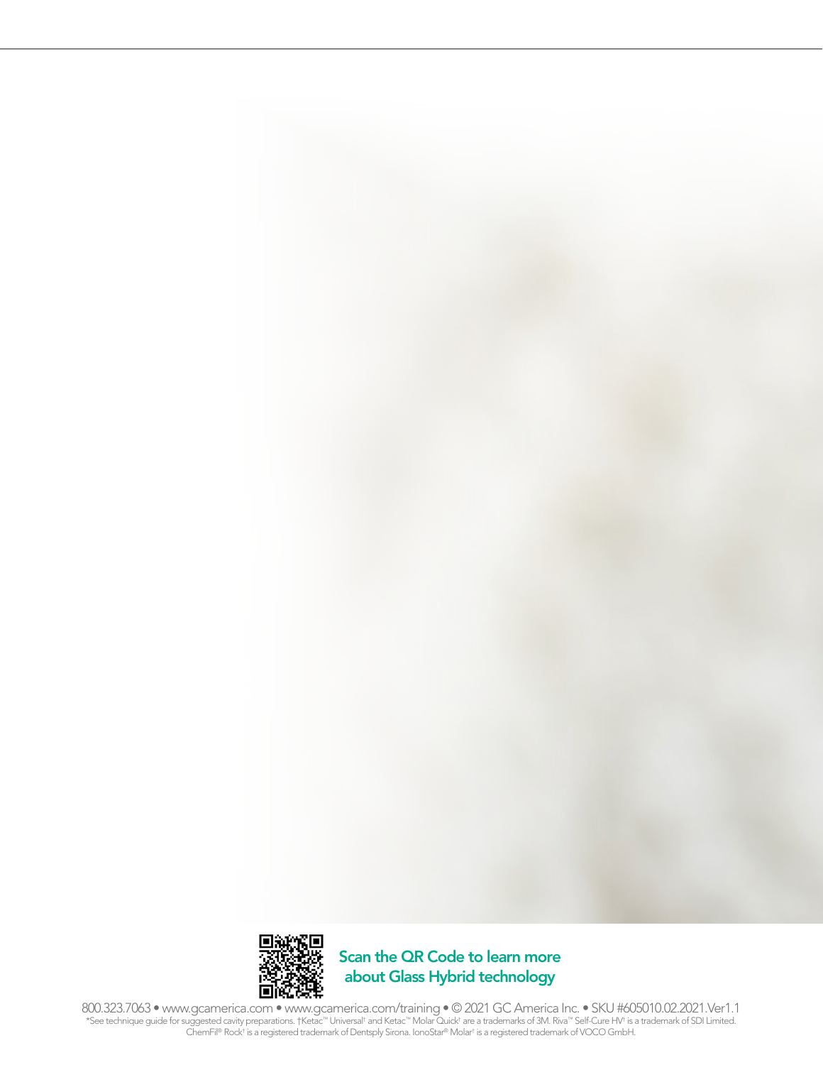Scan the QR Code to learn more about Glass Hybrid technology

800.323.7063 • www.gcamerica.com • www.gcamerica.com/training • © 2021 GC America Inc. • SKU #605010.02.2021.Ver1.1

*See technique guide for suggested cavity preparations. †Ketac™ Universal† and Ketac™ Molar Quick† are a trademarks of 3M. Riva™ Self-Cure HV† is a trademark of SDI Limited. ChemFil® Rock† is a registered trademark of Dentsply Sirona. IonoStar® Molar† is a registered trademark of VOCO GmbH.